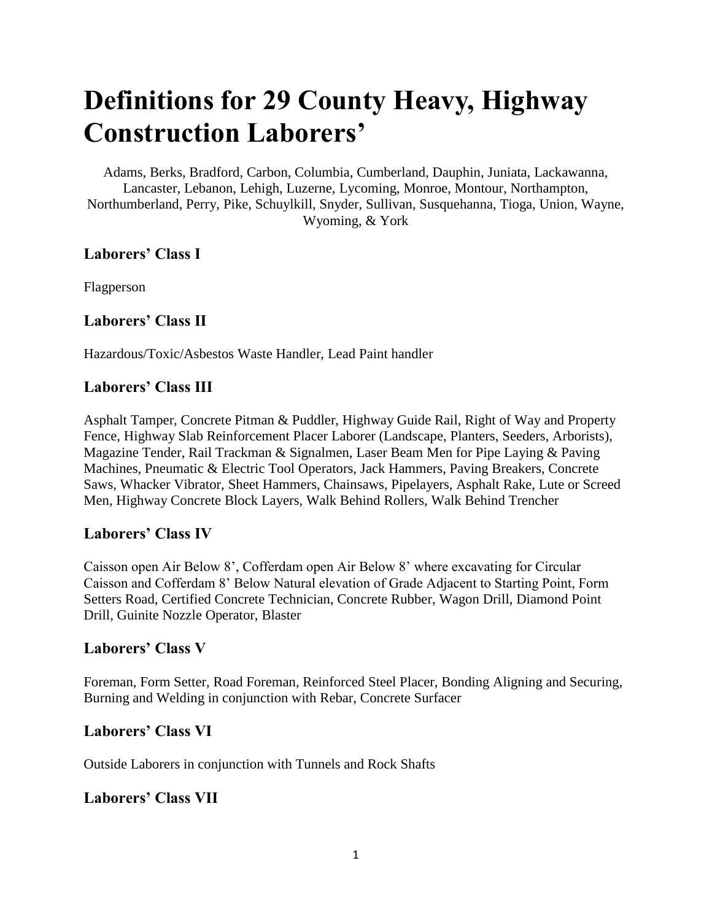# Definitions for 29 County Heavy, Highway Construction Laborers'

Adams, Berks, Bradford, Carbon, Columbia, Cumberland, Dauphin, Juniata, Lackawanna, Lancaster, Lebanon, Lehigh, Luzerne, Lycoming, Monroe, Montour, Northampton, Northumberland, Perry, Pike, Schuylkill, Snyder, Sullivan, Susquehanna, Tioga, Union, Wayne, Wyoming, & York

### Laborers' Class I

Flagperson

### Laborers' Class II

Hazardous/Toxic/Asbestos Waste Handler, Lead Paint handler

### Laborers' Class III

Asphalt Tamper, Concrete Pitman & Puddler, Highway Guide Rail, Right of Way and Property Fence, Highway Slab Reinforcement Placer Laborer (Landscape, Planters, Seeders, Arborists), Magazine Tender, Rail Trackman & Signalmen, Laser Beam Men for Pipe Laying & Paving Machines, Pneumatic & Electric Tool Operators, Jack Hammers, Paving Breakers, Concrete Saws, Whacker Vibrator, Sheet Hammers, Chainsaws, Pipelayers, Asphalt Rake, Lute or Screed Men, Highway Concrete Block Layers, Walk Behind Rollers, Walk Behind Trencher

### Laborers' Class IV

Caisson open Air Below 8', Cofferdam open Air Below 8' where excavating for Circular Caisson and Cofferdam 8' Below Natural elevation of Grade Adjacent to Starting Point, Form Setters Road, Certified Concrete Technician, Concrete Rubber, Wagon Drill, Diamond Point Drill, Guinite Nozzle Operator, Blaster

### Laborers' Class V

Foreman, Form Setter, Road Foreman, Reinforced Steel Placer, Bonding Aligning and Securing, Burning and Welding in conjunction with Rebar, Concrete Surfacer

### Laborers' Class VI

Outside Laborers in conjunction with Tunnels and Rock Shafts

### Laborers' Class VII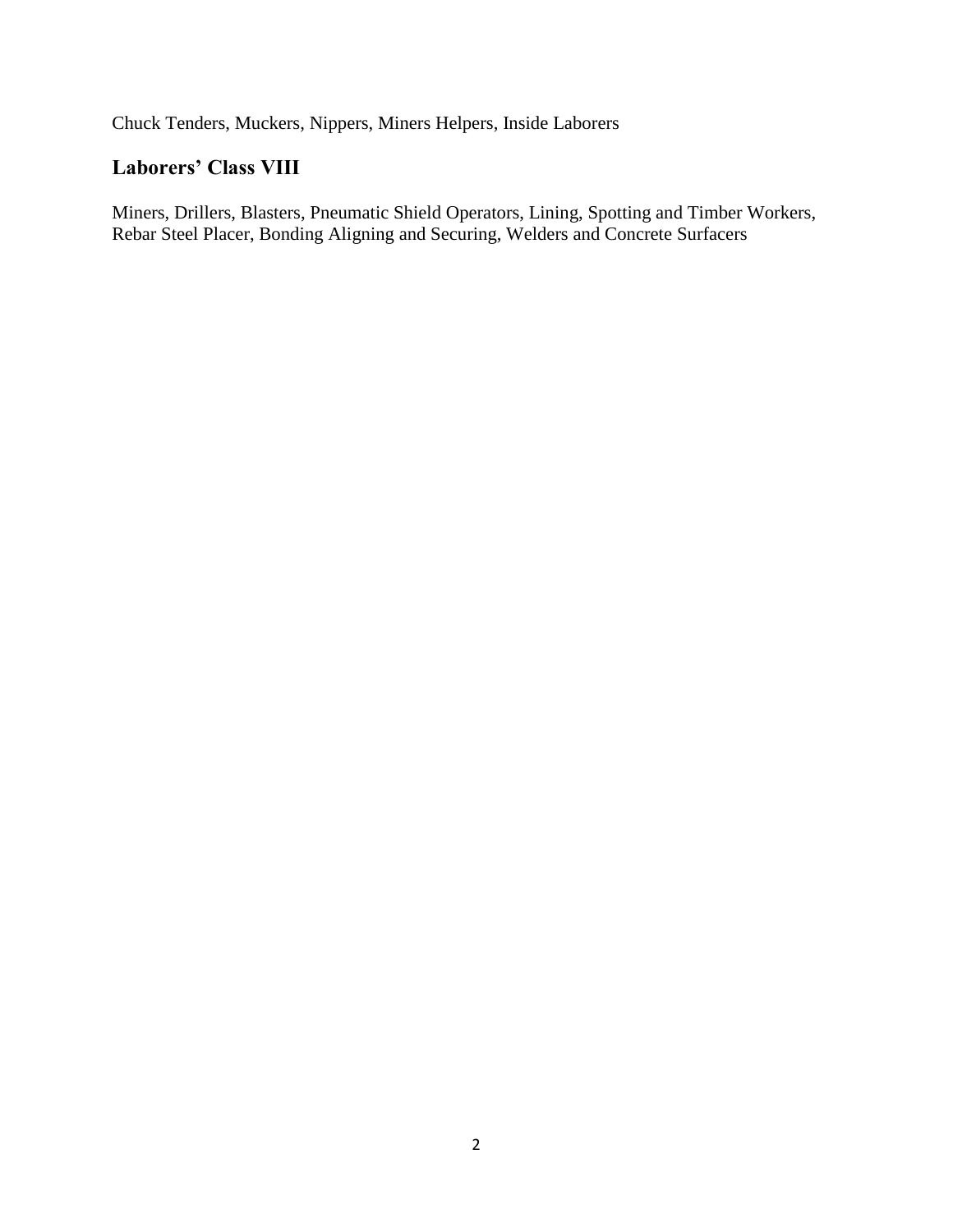Chuck Tenders, Muckers, Nippers, Miners Helpers, Inside Laborers

## Laborers' Class VIII

Miners, Drillers, Blasters, Pneumatic Shield Operators, Lining, Spotting and Timber Workers, Rebar Steel Placer, Bonding Aligning and Securing, Welders and Concrete Surfacers